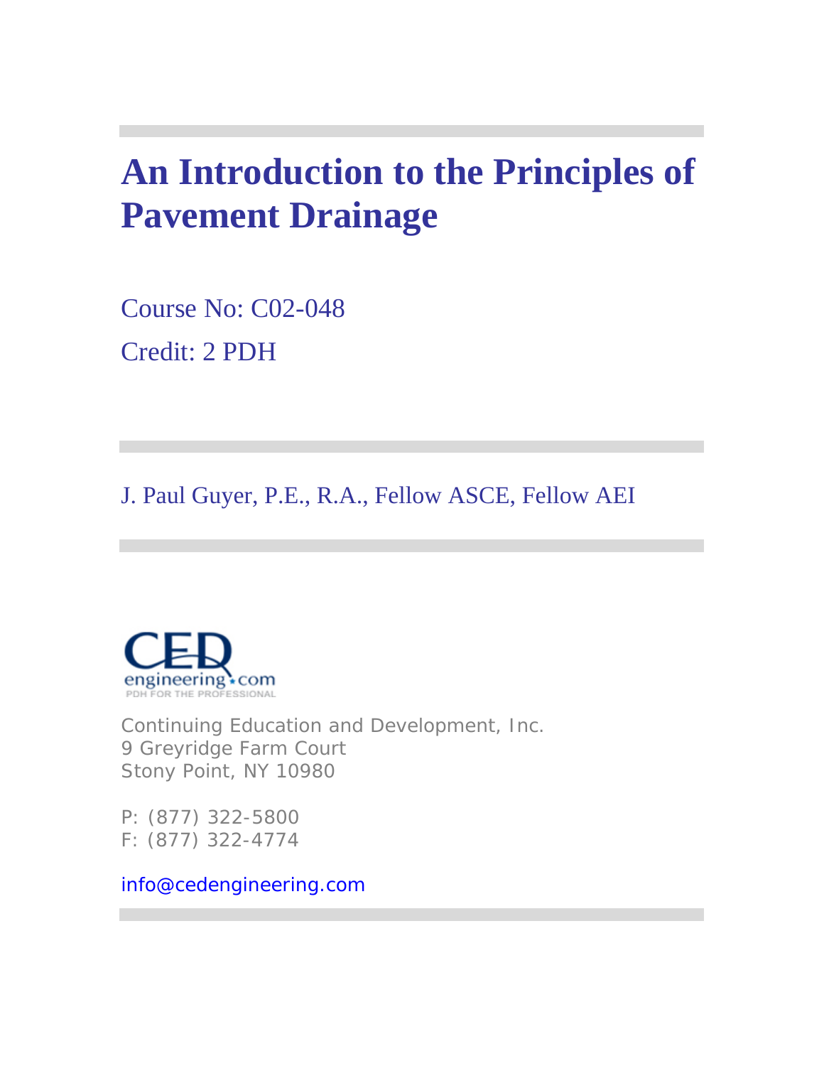# An Introduction to the Principles of Pavement Drainage

Course No: C02-048

Credit: 2 PDH

J. Paul Guyer, P.E., R.A., Fellow ASCE, Fellow AEI

CED engineering.com
PDH FOR THE PROFESSIONAL

Continuing Education and Development, Inc.
9 Greyridge Farm Court
Stony Point, NY 10980

P: (877) 322-5800
F: (877) 322-4774

info@cedengineering.com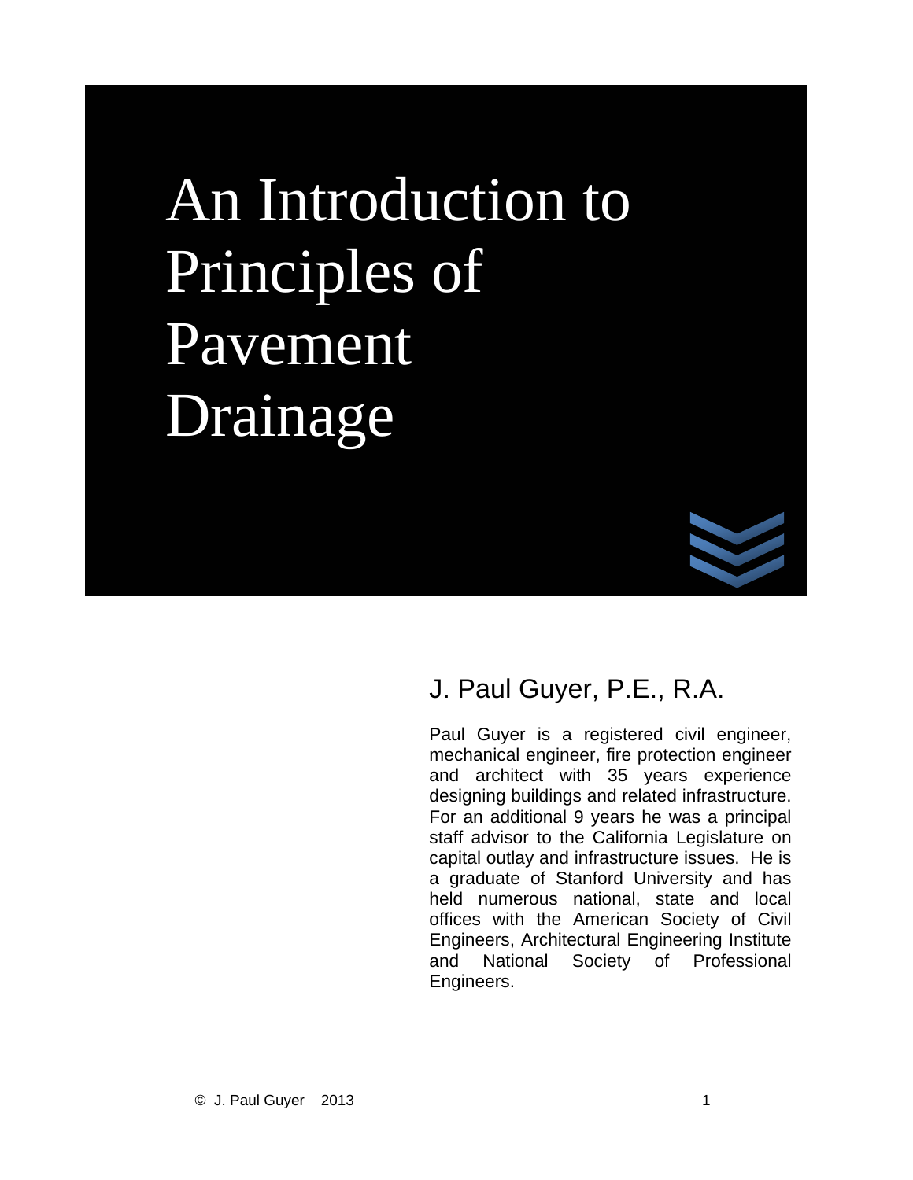# An Introduction to Principles of Pavement Drainage

## J. Paul Guyer, P.E., R.A.

Paul Guyer is a registered civil engineer, mechanical engineer, fire protection engineer and architect with 35 years experience designing buildings and related infrastructure. For an additional 9 years he was a principal staff advisor to the California Legislature on capital outlay and infrastructure issues. He is a graduate of Stanford University and has held numerous national, state and local offices with the American Society of Civil Engineers, Architectural Engineering Institute and National Society of Professional Engineers.

© J. Paul Guyer 2013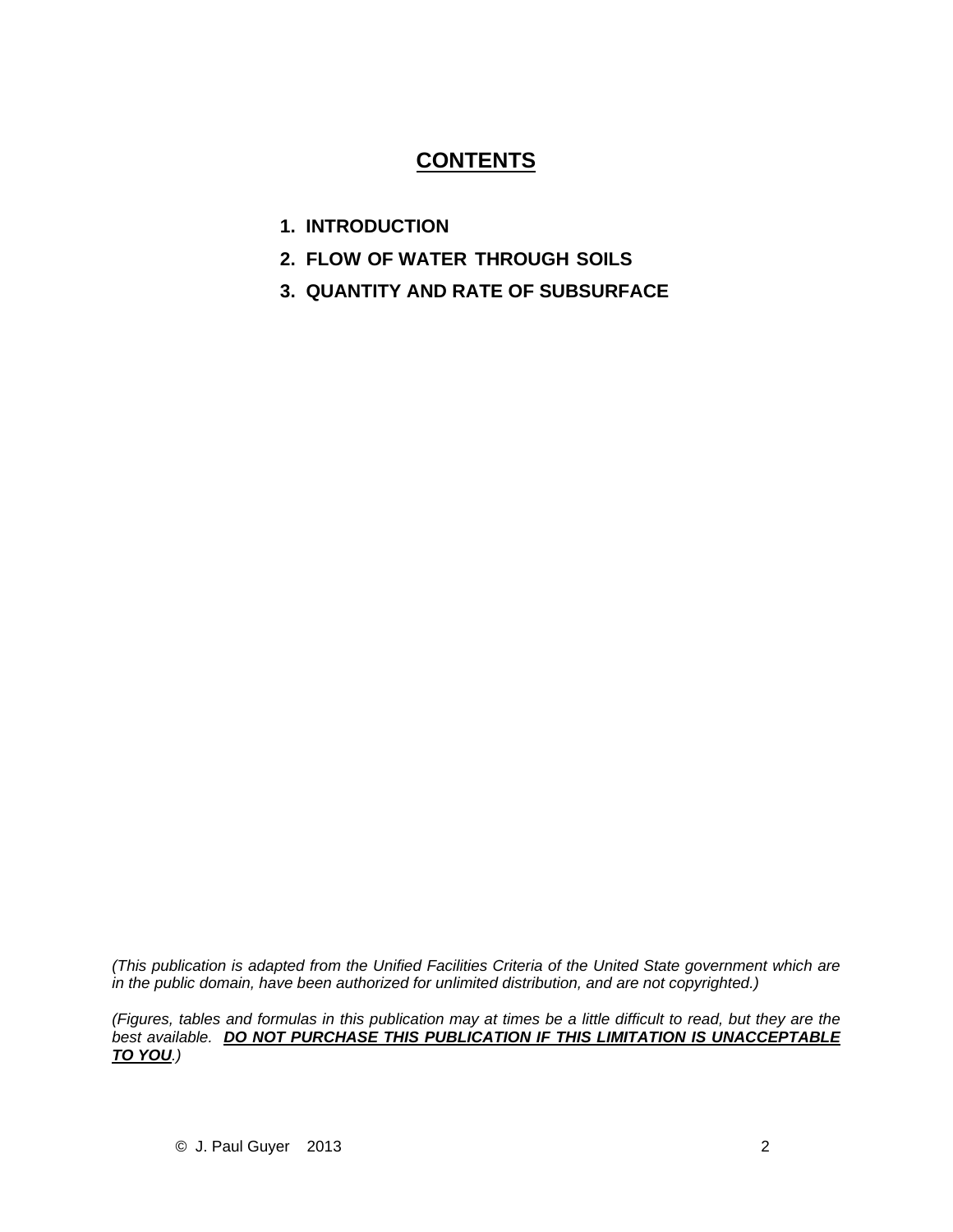# CONTENTS

1. **INTRODUCTION**
2. **FLOW OF WATER THROUGH SOILS**
3. **QUANTITY AND RATE OF SUBSURFACE**

*(This publication is adapted from the Unified Facilities Criteria of the United State government which are in the public domain, have been authorized for unlimited distribution, and are not copyrighted.)*

*(Figures, tables and formulas in this publication may at times be a little difficult to read, but they are the best available.* ***DO NOT PURCHASE THIS PUBLICATION IF THIS LIMITATION IS UNACCEPTABLE TO YOU****.)*

© J. Paul Guyer 2013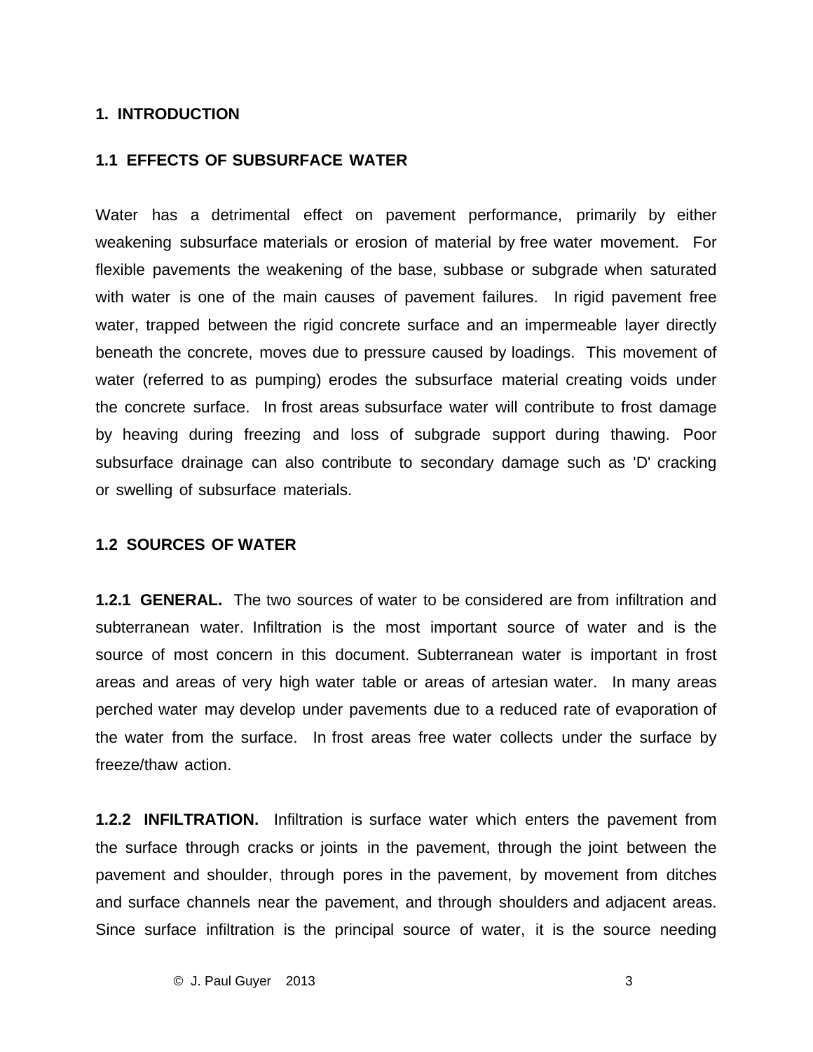# 1. INTRODUCTION

## 1.1 EFFECTS OF SUBSURFACE WATER

Water has a detrimental effect on pavement performance, primarily by either weakening subsurface materials or erosion of material by free water movement. For flexible pavements the weakening of the base, subbase or subgrade when saturated with water is one of the main causes of pavement failures. In rigid pavement free water, trapped between the rigid concrete surface and an impermeable layer directly beneath the concrete, moves due to pressure caused by loadings. This movement of water (referred to as pumping) erodes the subsurface material creating voids under the concrete surface. In frost areas subsurface water will contribute to frost damage by heaving during freezing and loss of subgrade support during thawing. Poor subsurface drainage can also contribute to secondary damage such as 'D' cracking or swelling of subsurface materials.

## 1.2 SOURCES OF WATER

**1.2.1 GENERAL.** The two sources of water to be considered are from infiltration and subterranean water. Infiltration is the most important source of water and is the source of most concern in this document. Subterranean water is important in frost areas and areas of very high water table or areas of artesian water. In many areas perched water may develop under pavements due to a reduced rate of evaporation of the water from the surface. In frost areas free water collects under the surface by freeze/thaw action.

**1.2.2 INFILTRATION.** Infiltration is surface water which enters the pavement from the surface through cracks or joints in the pavement, through the joint between the pavement and shoulder, through pores in the pavement, by movement from ditches and surface channels near the pavement, and through shoulders and adjacent areas. Since surface infiltration is the principal source of water, it is the source needing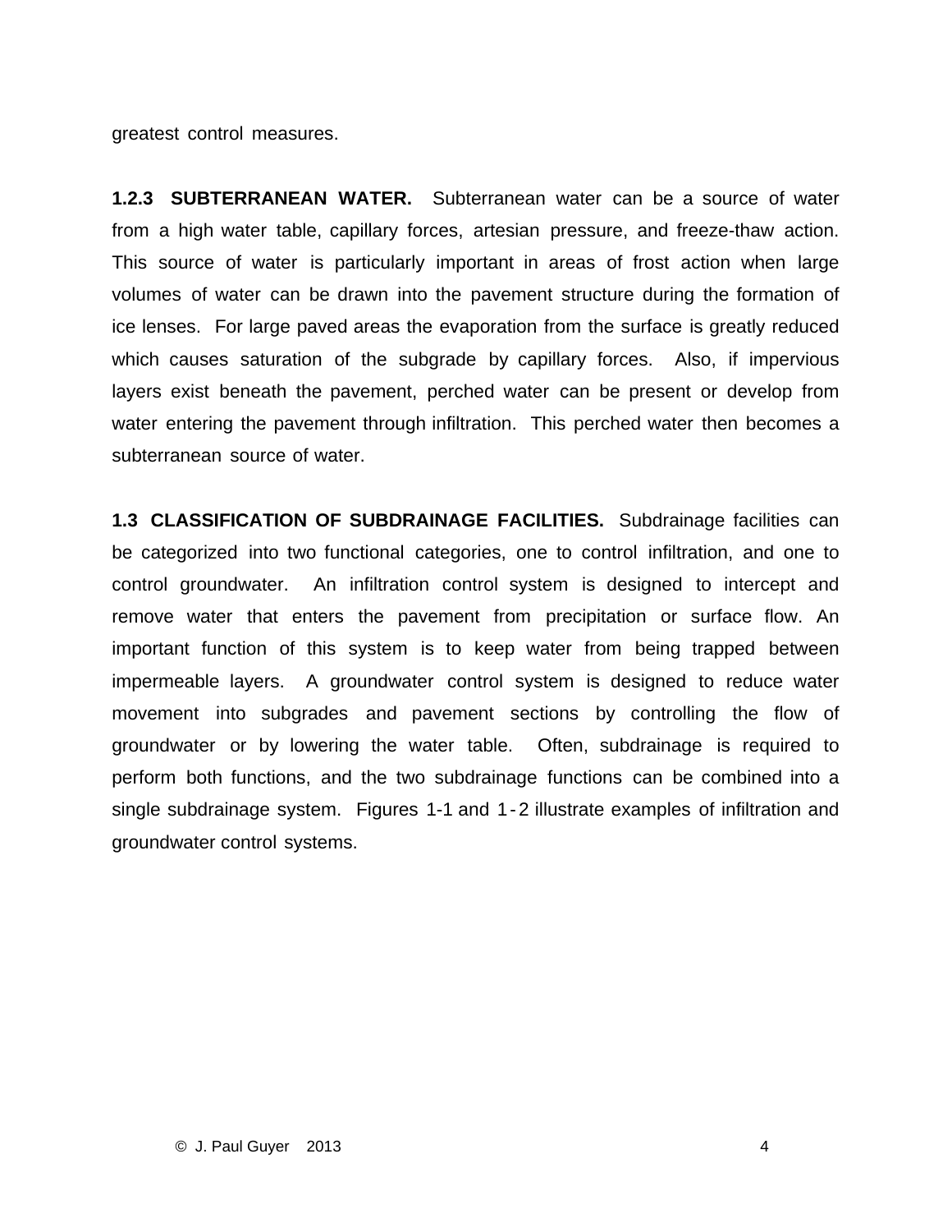greatest control measures.

**1.2.3 SUBTERRANEAN WATER.** Subterranean water can be a source of water from a high water table, capillary forces, artesian pressure, and freeze-thaw action. This source of water is particularly important in areas of frost action when large volumes of water can be drawn into the pavement structure during the formation of ice lenses. For large paved areas the evaporation from the surface is greatly reduced which causes saturation of the subgrade by capillary forces. Also, if impervious layers exist beneath the pavement, perched water can be present or develop from water entering the pavement through infiltration. This perched water then becomes a subterranean source of water.

**1.3 CLASSIFICATION OF SUBDRAINAGE FACILITIES.** Subdrainage facilities can be categorized into two functional categories, one to control infiltration, and one to control groundwater. An infiltration control system is designed to intercept and remove water that enters the pavement from precipitation or surface flow. An important function of this system is to keep water from being trapped between impermeable layers. A groundwater control system is designed to reduce water movement into subgrades and pavement sections by controlling the flow of groundwater or by lowering the water table. Often, subdrainage is required to perform both functions, and the two subdrainage functions can be combined into a single subdrainage system. Figures 1-1 and 1-2 illustrate examples of infiltration and groundwater control systems.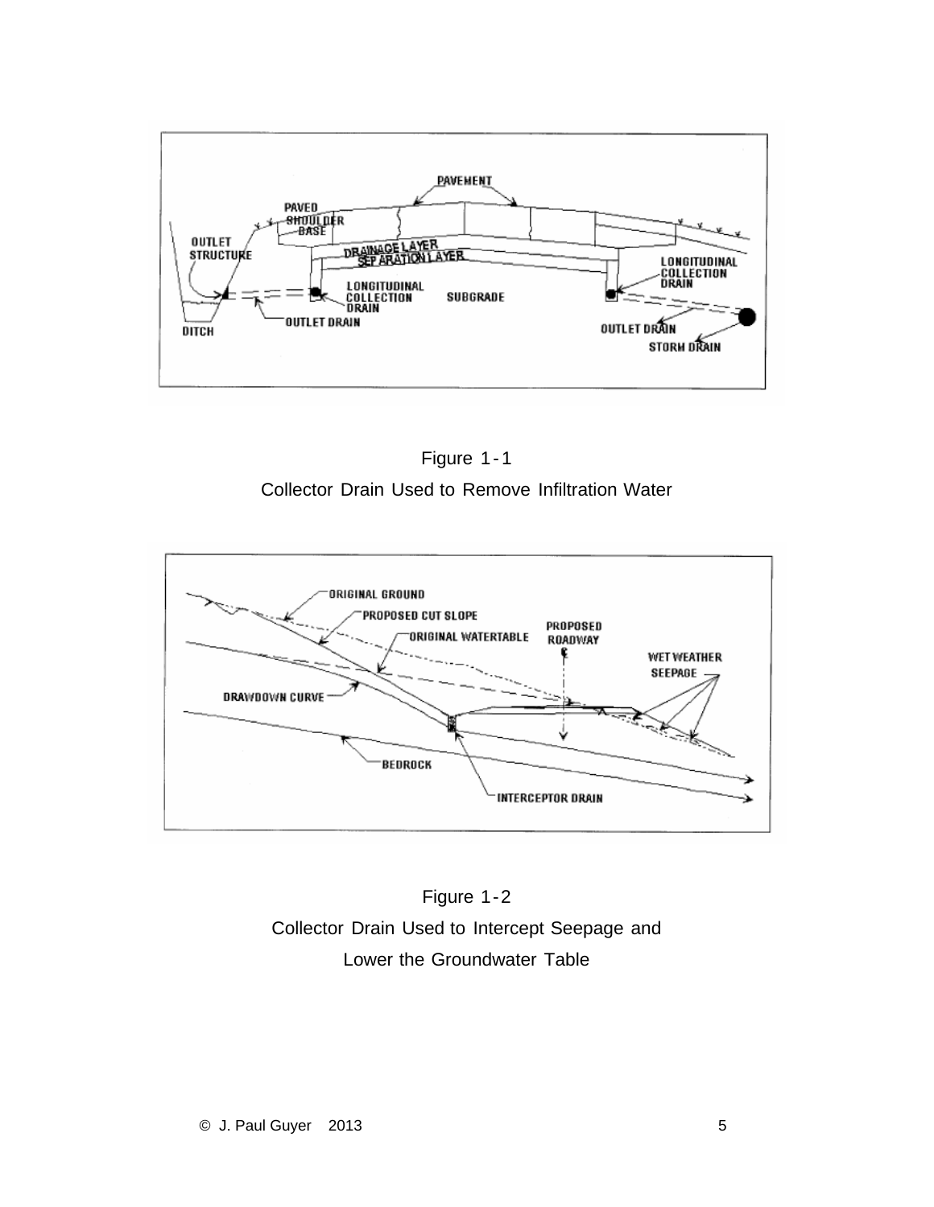Figure 1-1

Collector Drain Used to Remove Infiltration Water

Figure 1-2

Collector Drain Used to Intercept Seepage and Lower the Groundwater Table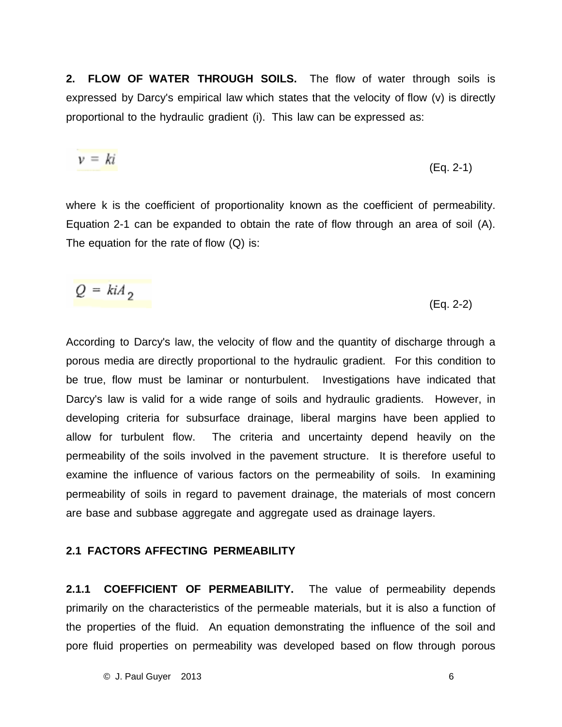**2. FLOW OF WATER THROUGH SOILS.** The flow of water through soils is expressed by Darcy's empirical law which states that the velocity of flow (v) is directly proportional to the hydraulic gradient (i). This law can be expressed as:

$$v = ki \qquad \text{(Eq. 2-1)}$$

where k is the coefficient of proportionality known as the coefficient of permeability. Equation 2-1 can be expanded to obtain the rate of flow through an area of soil (A). The equation for the rate of flow (Q) is:

$$Q = kiA_2 \qquad \text{(Eq. 2-2)}$$

According to Darcy's law, the velocity of flow and the quantity of discharge through a porous media are directly proportional to the hydraulic gradient. For this condition to be true, flow must be laminar or nonturbulent. Investigations have indicated that Darcy's law is valid for a wide range of soils and hydraulic gradients. However, in developing criteria for subsurface drainage, liberal margins have been applied to allow for turbulent flow. The criteria and uncertainty depend heavily on the permeability of the soils involved in the pavement structure. It is therefore useful to examine the influence of various factors on the permeability of soils. In examining permeability of soils in regard to pavement drainage, the materials of most concern are base and subbase aggregate and aggregate used as drainage layers.

## 2.1 FACTORS AFFECTING PERMEABILITY

**2.1.1 COEFFICIENT OF PERMEABILITY.** The value of permeability depends primarily on the characteristics of the permeable materials, but it is also a function of the properties of the fluid. An equation demonstrating the influence of the soil and pore fluid properties on permeability was developed based on flow through porous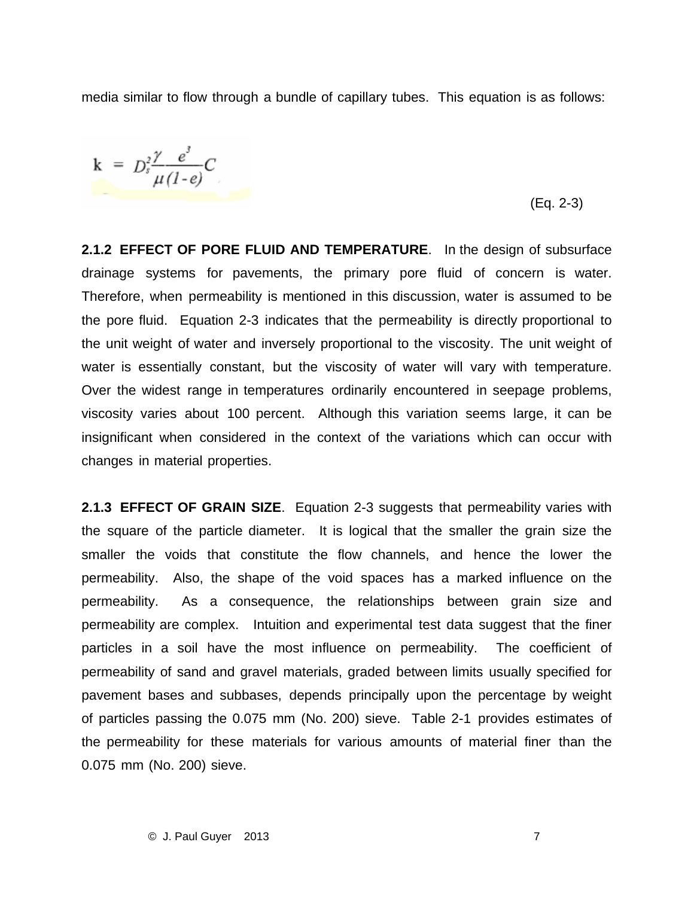media similar to flow through a bundle of capillary tubes. This equation is as follows:

$$\mathrm{k} = D_s^2 \frac{\gamma}{\mu} \frac{e^3}{(1-e)} C \qquad \text{(Eq. 2-3)}$$

**2.1.2 EFFECT OF PORE FLUID AND TEMPERATURE**. In the design of subsurface drainage systems for pavements, the primary pore fluid of concern is water. Therefore, when permeability is mentioned in this discussion, water is assumed to be the pore fluid. Equation 2-3 indicates that the permeability is directly proportional to the unit weight of water and inversely proportional to the viscosity. The unit weight of water is essentially constant, but the viscosity of water will vary with temperature. Over the widest range in temperatures ordinarily encountered in seepage problems, viscosity varies about 100 percent. Although this variation seems large, it can be insignificant when considered in the context of the variations which can occur with changes in material properties.

**2.1.3 EFFECT OF GRAIN SIZE**. Equation 2-3 suggests that permeability varies with the square of the particle diameter. It is logical that the smaller the grain size the smaller the voids that constitute the flow channels, and hence the lower the permeability. Also, the shape of the void spaces has a marked influence on the permeability. As a consequence, the relationships between grain size and permeability are complex. Intuition and experimental test data suggest that the finer particles in a soil have the most influence on permeability. The coefficient of permeability of sand and gravel materials, graded between limits usually specified for pavement bases and subbases, depends principally upon the percentage by weight of particles passing the 0.075 mm (No. 200) sieve. Table 2-1 provides estimates of the permeability for these materials for various amounts of material finer than the 0.075 mm (No. 200) sieve.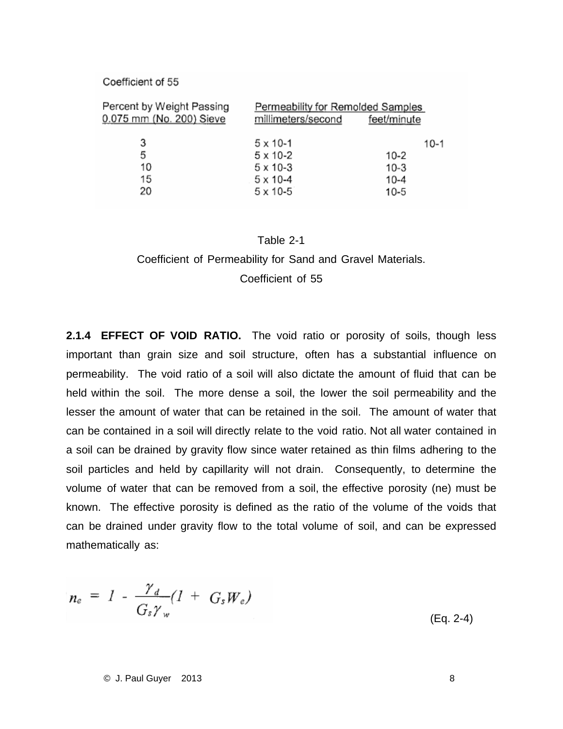Coefficient of 55

| Percent by Weight Passing 0.075 mm (No. 200) Sieve | Permeability for Remolded Samples millimeters/second | feet/minute |
|---|---|---|
| 3 | 5 x 10-1 | 10-1 |
| 5 | 5 x 10-2 | 10-2 |
| 10 | 5 x 10-3 | 10-3 |
| 15 | 5 x 10-4 | 10-4 |
| 20 | 5 x 10-5 | 10-5 |

Table 2-1

Coefficient of Permeability for Sand and Gravel Materials.

Coefficient of 55

**2.1.4 EFFECT OF VOID RATIO.** The void ratio or porosity of soils, though less important than grain size and soil structure, often has a substantial influence on permeability. The void ratio of a soil will also dictate the amount of fluid that can be held within the soil. The more dense a soil, the lower the soil permeability and the lesser the amount of water that can be retained in the soil. The amount of water that can be contained in a soil will directly relate to the void ratio. Not all water contained in a soil can be drained by gravity flow since water retained as thin films adhering to the soil particles and held by capillarity will not drain. Consequently, to determine the volume of water that can be removed from a soil, the effective porosity (ne) must be known. The effective porosity is defined as the ratio of the volume of the voids that can be drained under gravity flow to the total volume of soil, and can be expressed mathematically as:

$$n_e = 1 - \frac{\gamma_d}{G_s \gamma_w}(1 + G_s W_e) \quad \text{(Eq. 2-4)}$$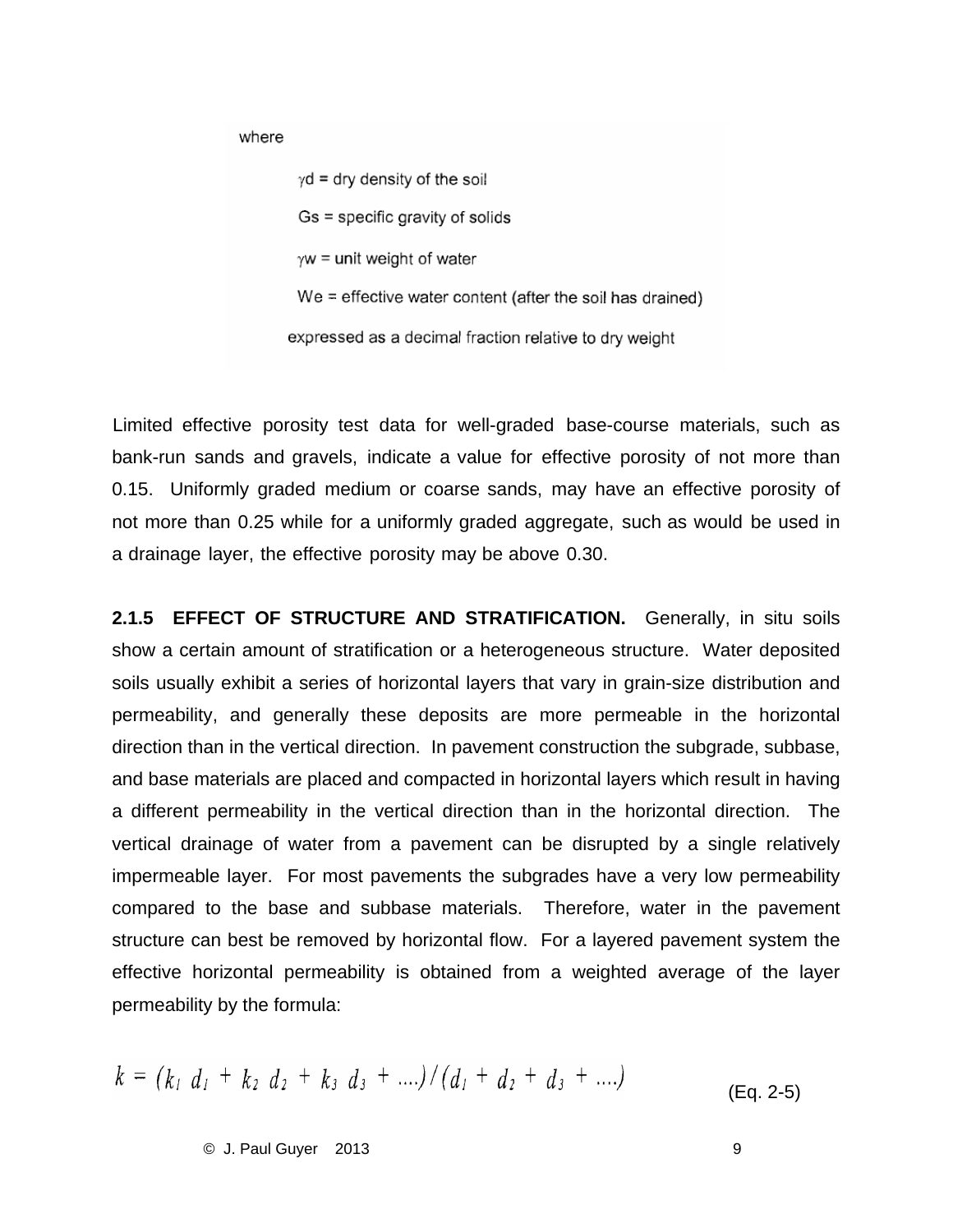where

$\gamma d$ = dry density of the soil

Gs = specific gravity of solids

$\gamma w$ = unit weight of water

We = effective water content (after the soil has drained) expressed as a decimal fraction relative to dry weight

Limited effective porosity test data for well-graded base-course materials, such as bank-run sands and gravels, indicate a value for effective porosity of not more than 0.15. Uniformly graded medium or coarse sands, may have an effective porosity of not more than 0.25 while for a uniformly graded aggregate, such as would be used in a drainage layer, the effective porosity may be above 0.30.

**2.1.5 EFFECT OF STRUCTURE AND STRATIFICATION.** Generally, in situ soils show a certain amount of stratification or a heterogeneous structure. Water deposited soils usually exhibit a series of horizontal layers that vary in grain-size distribution and permeability, and generally these deposits are more permeable in the horizontal direction than in the vertical direction. In pavement construction the subgrade, subbase, and base materials are placed and compacted in horizontal layers which result in having a different permeability in the vertical direction than in the horizontal direction. The vertical drainage of water from a pavement can be disrupted by a single relatively impermeable layer. For most pavements the subgrades have a very low permeability compared to the base and subbase materials. Therefore, water in the pavement structure can best be removed by horizontal flow. For a layered pavement system the effective horizontal permeability is obtained from a weighted average of the layer permeability by the formula:

$$k = (k_1 \, d_1 + k_2 \, d_2 + k_3 \, d_3 + ....)/(d_1 + d_2 + d_3 + ....) \qquad \text{(Eq. 2-5)}$$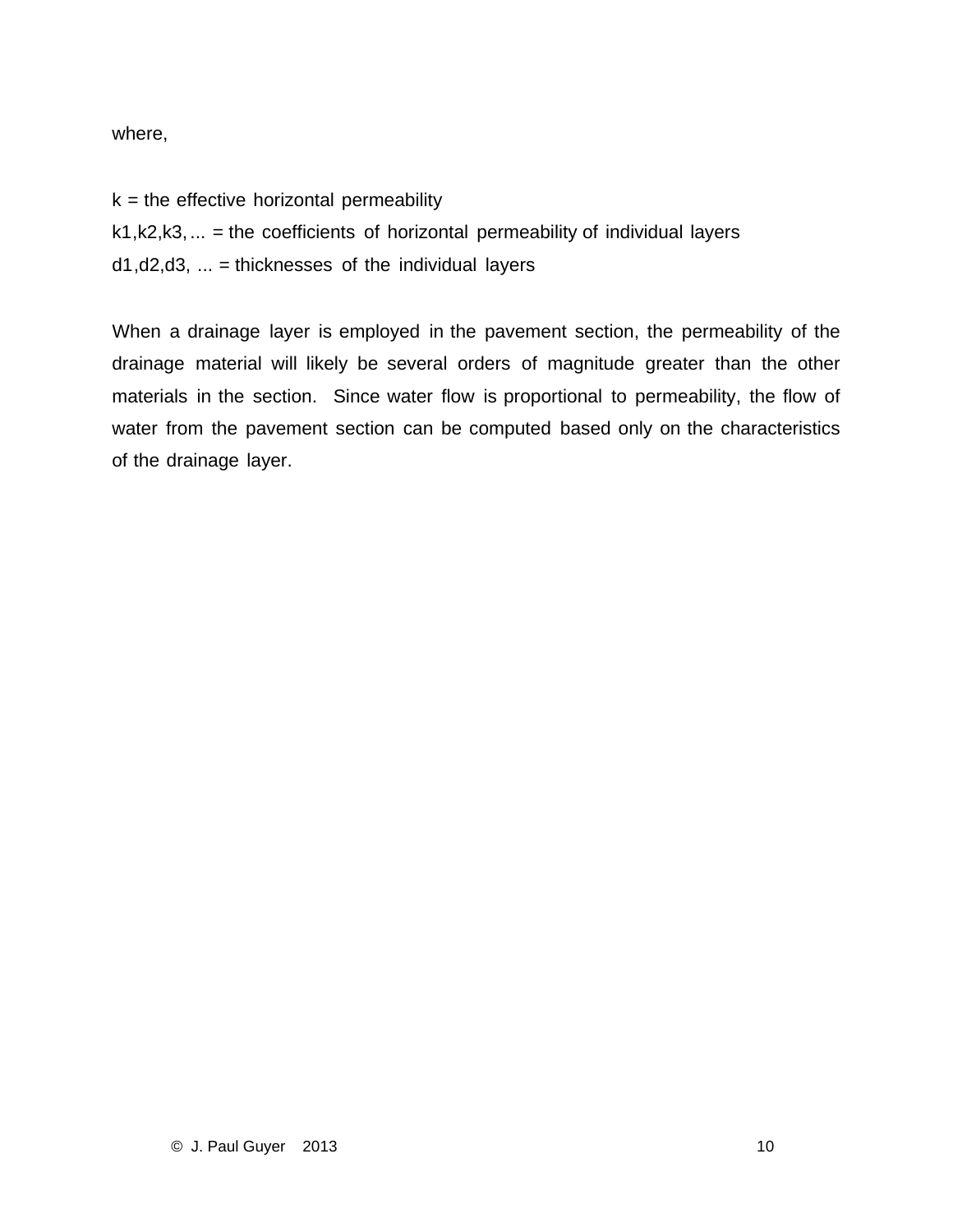where,

$k$ = the effective horizontal permeability

$k_1, k_2, k_3, \ldots$ = the coefficients of horizontal permeability of individual layers

$d_1, d_2, d_3, \ldots$ = thicknesses of the individual layers

When a drainage layer is employed in the pavement section, the permeability of the drainage material will likely be several orders of magnitude greater than the other materials in the section. Since water flow is proportional to permeability, the flow of water from the pavement section can be computed based only on the characteristics of the drainage layer.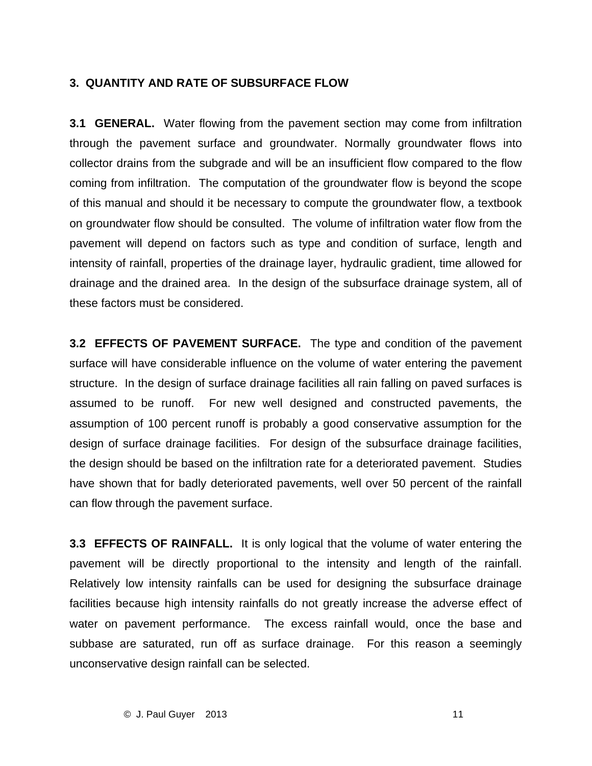## 3. QUANTITY AND RATE OF SUBSURFACE FLOW

**3.1 GENERAL.** Water flowing from the pavement section may come from infiltration through the pavement surface and groundwater. Normally groundwater flows into collector drains from the subgrade and will be an insufficient flow compared to the flow coming from infiltration. The computation of the groundwater flow is beyond the scope of this manual and should it be necessary to compute the groundwater flow, a textbook on groundwater flow should be consulted. The volume of infiltration water flow from the pavement will depend on factors such as type and condition of surface, length and intensity of rainfall, properties of the drainage layer, hydraulic gradient, time allowed for drainage and the drained area. In the design of the subsurface drainage system, all of these factors must be considered.

**3.2 EFFECTS OF PAVEMENT SURFACE.** The type and condition of the pavement surface will have considerable influence on the volume of water entering the pavement structure. In the design of surface drainage facilities all rain falling on paved surfaces is assumed to be runoff. For new well designed and constructed pavements, the assumption of 100 percent runoff is probably a good conservative assumption for the design of surface drainage facilities. For design of the subsurface drainage facilities, the design should be based on the infiltration rate for a deteriorated pavement. Studies have shown that for badly deteriorated pavements, well over 50 percent of the rainfall can flow through the pavement surface.

**3.3 EFFECTS OF RAINFALL.** It is only logical that the volume of water entering the pavement will be directly proportional to the intensity and length of the rainfall. Relatively low intensity rainfalls can be used for designing the subsurface drainage facilities because high intensity rainfalls do not greatly increase the adverse effect of water on pavement performance. The excess rainfall would, once the base and subbase are saturated, run off as surface drainage. For this reason a seemingly unconservative design rainfall can be selected.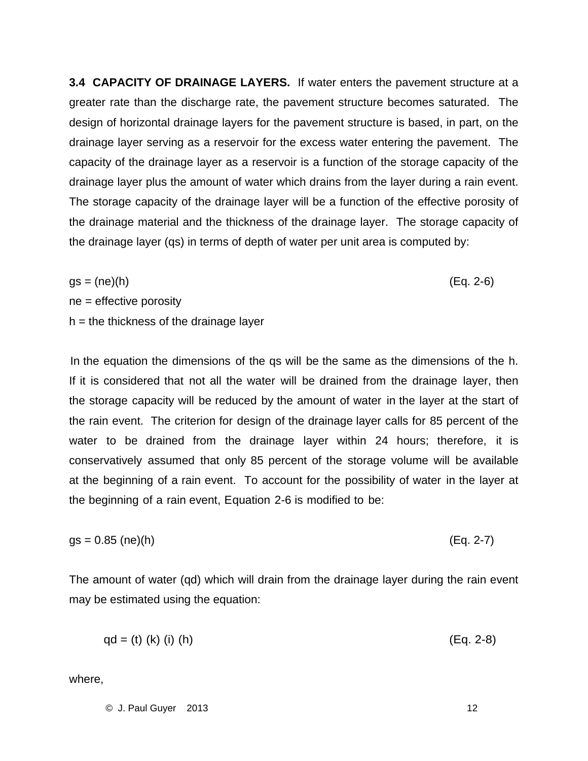**3.4 CAPACITY OF DRAINAGE LAYERS.** If water enters the pavement structure at a greater rate than the discharge rate, the pavement structure becomes saturated. The design of horizontal drainage layers for the pavement structure is based, in part, on the drainage layer serving as a reservoir for the excess water entering the pavement. The capacity of the drainage layer as a reservoir is a function of the storage capacity of the drainage layer plus the amount of water which drains from the layer during a rain event. The storage capacity of the drainage layer will be a function of the effective porosity of the drainage material and the thickness of the drainage layer. The storage capacity of the drainage layer (qs) in terms of depth of water per unit area is computed by:

$$gs = (ne)(h) \qquad \text{(Eq. 2-6)}$$

ne = effective porosity

h = the thickness of the drainage layer

In the equation the dimensions of the qs will be the same as the dimensions of the h. If it is considered that not all the water will be drained from the drainage layer, then the storage capacity will be reduced by the amount of water in the layer at the start of the rain event. The criterion for design of the drainage layer calls for 85 percent of the water to be drained from the drainage layer within 24 hours; therefore, it is conservatively assumed that only 85 percent of the storage volume will be available at the beginning of a rain event. To account for the possibility of water in the layer at the beginning of a rain event, Equation 2-6 is modified to be:

$$gs = 0.85\,(ne)(h) \qquad \text{(Eq. 2-7)}$$

The amount of water (qd) which will drain from the drainage layer during the rain event may be estimated using the equation:

$$qd = (t)\,(k)\,(i)\,(h) \qquad \text{(Eq. 2-8)}$$

where,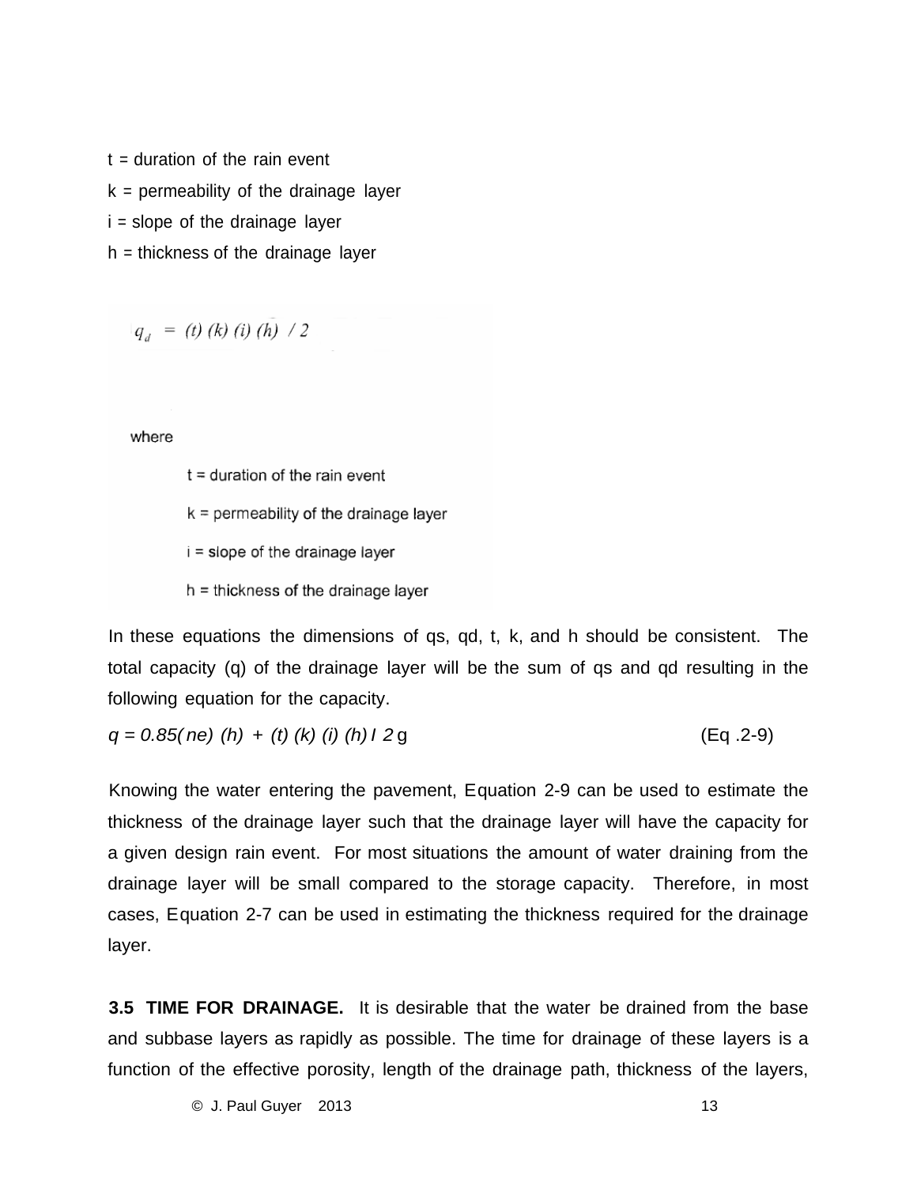t = duration of the rain event

k = permeability of the drainage layer

i = slope of the drainage layer

h = thickness of the drainage layer

$$q_d = (t)\,(k)\,(i)\,(h)\;/\;2$$

where

t = duration of the rain event

k = permeability of the drainage layer

i = slope of the drainage layer

h = thickness of the drainage layer

In these equations the dimensions of qs, qd, t, k, and h should be consistent. The total capacity (q) of the drainage layer will be the sum of qs and qd resulting in the following equation for the capacity.

$$q = 0.85(n_e)\,(h) + (t)\,(k)\,(i)\,(h)\,/\,2 \quad \text{(Eq .2-9)}$$

Knowing the water entering the pavement, Equation 2-9 can be used to estimate the thickness of the drainage layer such that the drainage layer will have the capacity for a given design rain event. For most situations the amount of water draining from the drainage layer will be small compared to the storage capacity. Therefore, in most cases, Equation 2-7 can be used in estimating the thickness required for the drainage layer.

**3.5 TIME FOR DRAINAGE.** It is desirable that the water be drained from the base and subbase layers as rapidly as possible. The time for drainage of these layers is a function of the effective porosity, length of the drainage path, thickness of the layers,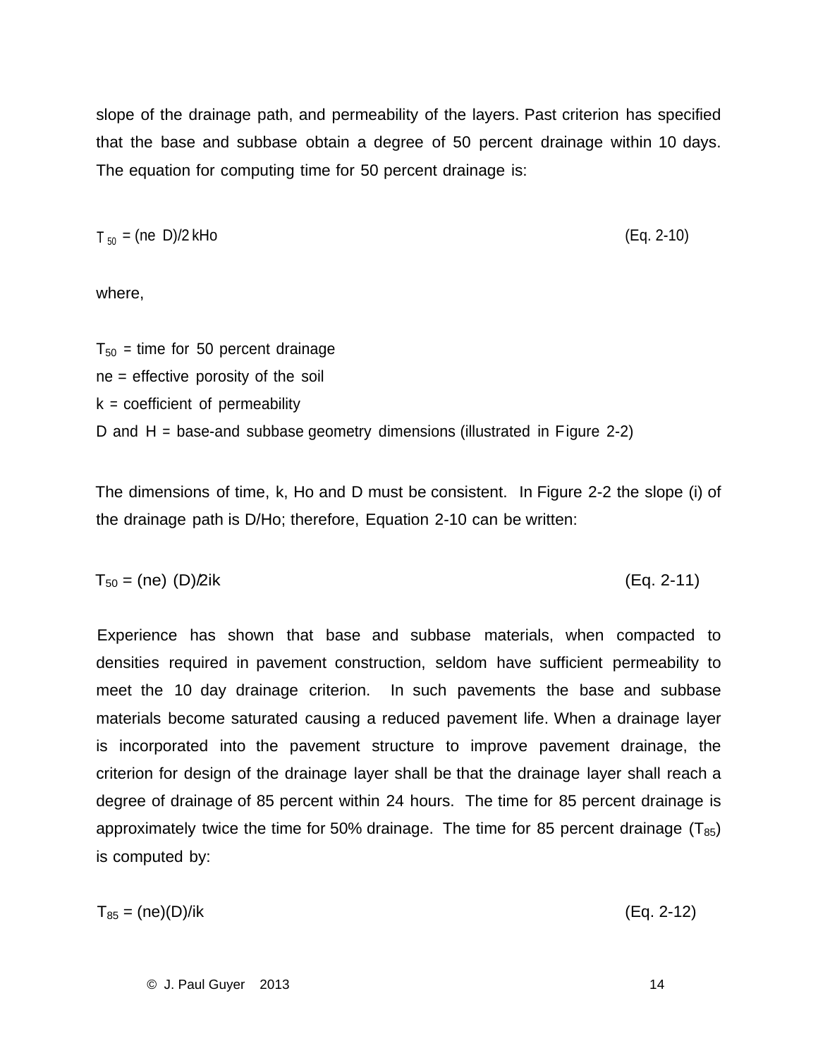slope of the drainage path, and permeability of the layers. Past criterion has specified that the base and subbase obtain a degree of 50 percent drainage within 10 days. The equation for computing time for 50 percent drainage is:

$$T_{50} = (ne\ D)/2\,kHo \qquad \text{(Eq. 2-10)}$$

where,

$T_{50}$ = time for 50 percent drainage  
ne = effective porosity of the soil  
k = coefficient of permeability  
D and H = base-and subbase geometry dimensions (illustrated in Figure 2-2)

The dimensions of time, k, Ho and D must be consistent. In Figure 2-2 the slope (i) of the drainage path is D/Ho; therefore, Equation 2-10 can be written:

$$T_{50} = (ne)\ (D)/2ik \qquad \text{(Eq. 2-11)}$$

Experience has shown that base and subbase materials, when compacted to densities required in pavement construction, seldom have sufficient permeability to meet the 10 day drainage criterion. In such pavements the base and subbase materials become saturated causing a reduced pavement life. When a drainage layer is incorporated into the pavement structure to improve pavement drainage, the criterion for design of the drainage layer shall be that the drainage layer shall reach a degree of drainage of 85 percent within 24 hours. The time for 85 percent drainage is approximately twice the time for 50% drainage. The time for 85 percent drainage ($T_{85}$) is computed by:

$$T_{85} = (ne)(D)/ik \qquad \text{(Eq. 2-12)}$$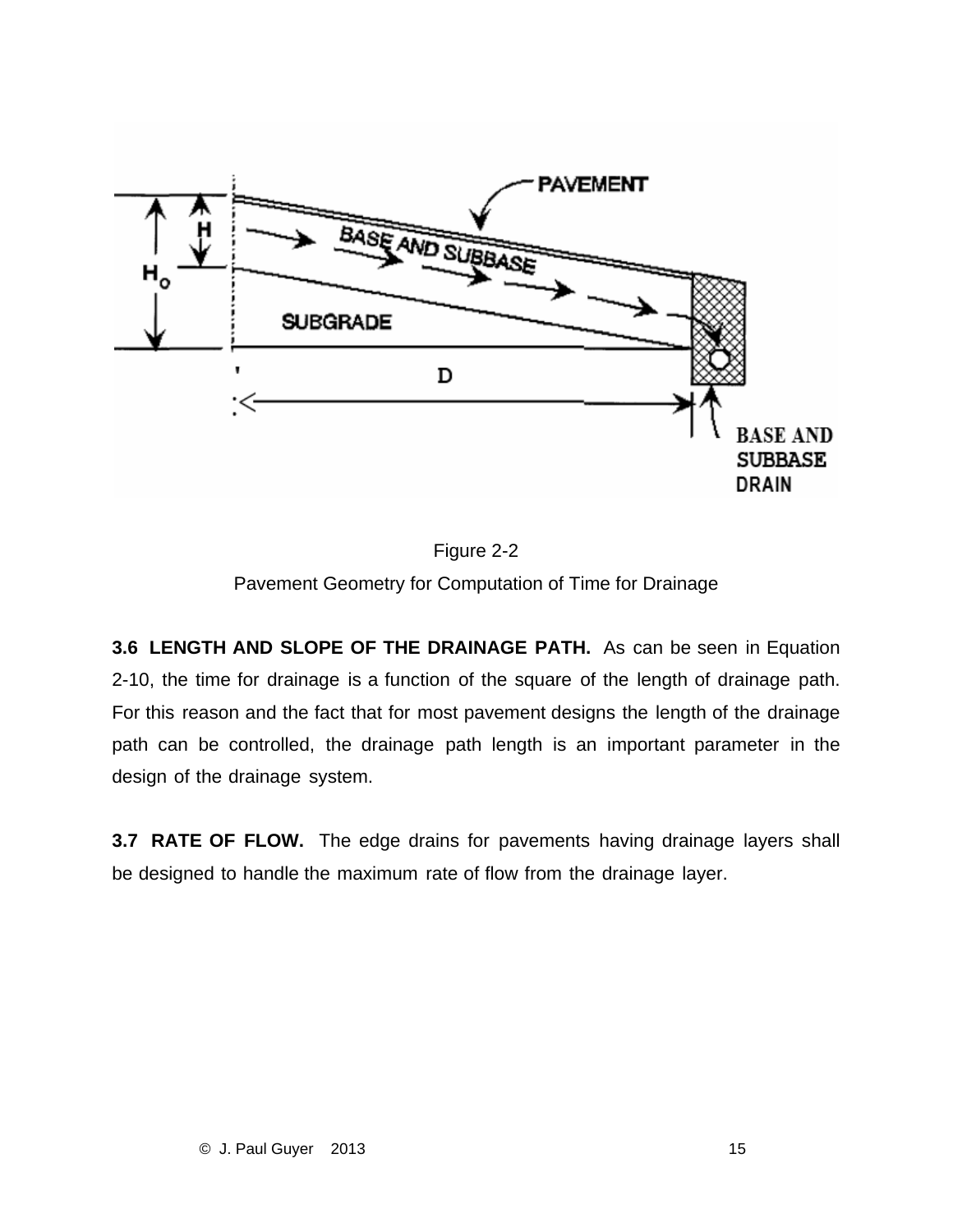Figure 2-2

Pavement Geometry for Computation of Time for Drainage

**3.6 LENGTH AND SLOPE OF THE DRAINAGE PATH.** As can be seen in Equation 2-10, the time for drainage is a function of the square of the length of drainage path. For this reason and the fact that for most pavement designs the length of the drainage path can be controlled, the drainage path length is an important parameter in the design of the drainage system.

**3.7 RATE OF FLOW.** The edge drains for pavements having drainage layers shall be designed to handle the maximum rate of flow from the drainage layer.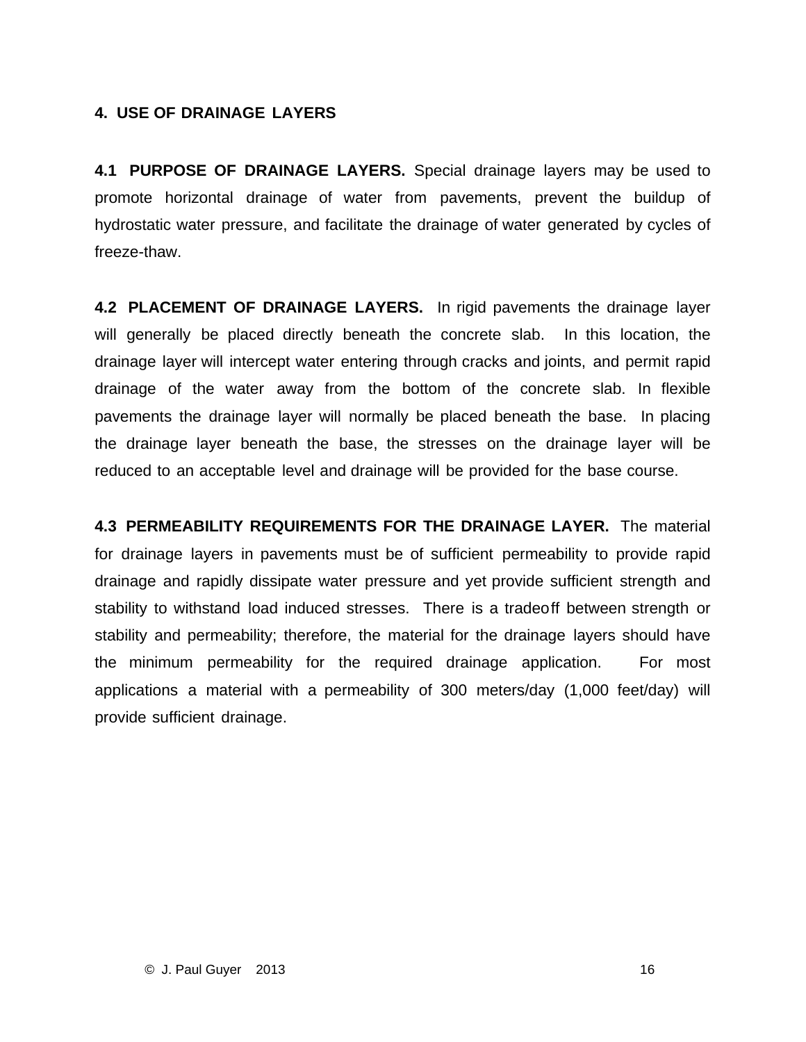## 4. USE OF DRAINAGE LAYERS

**4.1 PURPOSE OF DRAINAGE LAYERS.** Special drainage layers may be used to promote horizontal drainage of water from pavements, prevent the buildup of hydrostatic water pressure, and facilitate the drainage of water generated by cycles of freeze-thaw.

**4.2 PLACEMENT OF DRAINAGE LAYERS.** In rigid pavements the drainage layer will generally be placed directly beneath the concrete slab. In this location, the drainage layer will intercept water entering through cracks and joints, and permit rapid drainage of the water away from the bottom of the concrete slab. In flexible pavements the drainage layer will normally be placed beneath the base. In placing the drainage layer beneath the base, the stresses on the drainage layer will be reduced to an acceptable level and drainage will be provided for the base course.

**4.3 PERMEABILITY REQUIREMENTS FOR THE DRAINAGE LAYER.** The material for drainage layers in pavements must be of sufficient permeability to provide rapid drainage and rapidly dissipate water pressure and yet provide sufficient strength and stability to withstand load induced stresses. There is a tradeoff between strength or stability and permeability; therefore, the material for the drainage layers should have the minimum permeability for the required drainage application. For most applications a material with a permeability of 300 meters/day (1,000 feet/day) will provide sufficient drainage.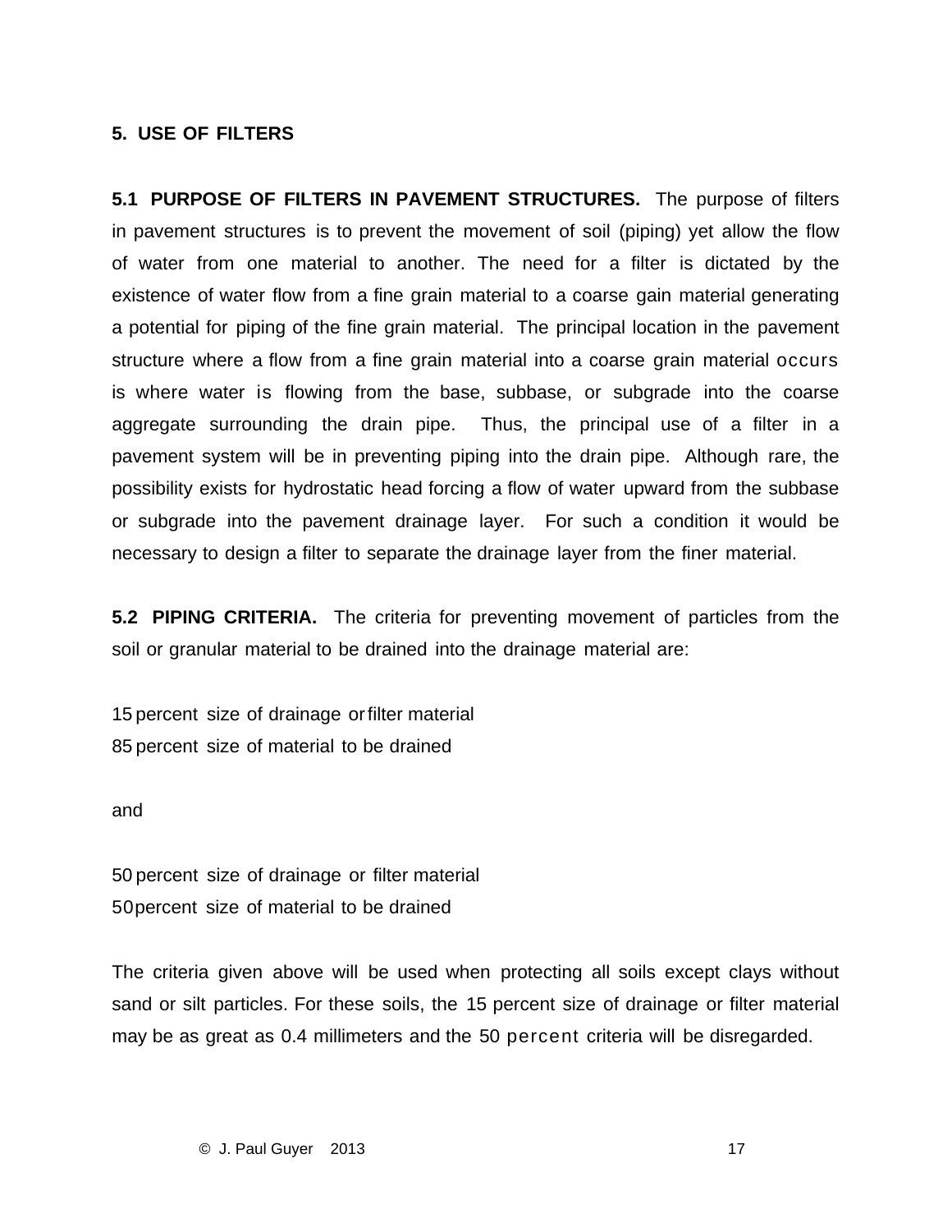## 5. USE OF FILTERS

**5.1 PURPOSE OF FILTERS IN PAVEMENT STRUCTURES.** The purpose of filters in pavement structures is to prevent the movement of soil (piping) yet allow the flow of water from one material to another. The need for a filter is dictated by the existence of water flow from a fine grain material to a coarse gain material generating a potential for piping of the fine grain material. The principal location in the pavement structure where a flow from a fine grain material into a coarse grain material occurs is where water is flowing from the base, subbase, or subgrade into the coarse aggregate surrounding the drain pipe. Thus, the principal use of a filter in a pavement system will be in preventing piping into the drain pipe. Although rare, the possibility exists for hydrostatic head forcing a flow of water upward from the subbase or subgrade into the pavement drainage layer. For such a condition it would be necessary to design a filter to separate the drainage layer from the finer material.

**5.2 PIPING CRITERIA.** The criteria for preventing movement of particles from the soil or granular material to be drained into the drainage material are:

15 percent size of drainage or filter material
85 percent size of material to be drained

and

50 percent size of drainage or filter material
50 percent size of material to be drained

The criteria given above will be used when protecting all soils except clays without sand or silt particles. For these soils, the 15 percent size of drainage or filter material may be as great as 0.4 millimeters and the 50 percent criteria will be disregarded.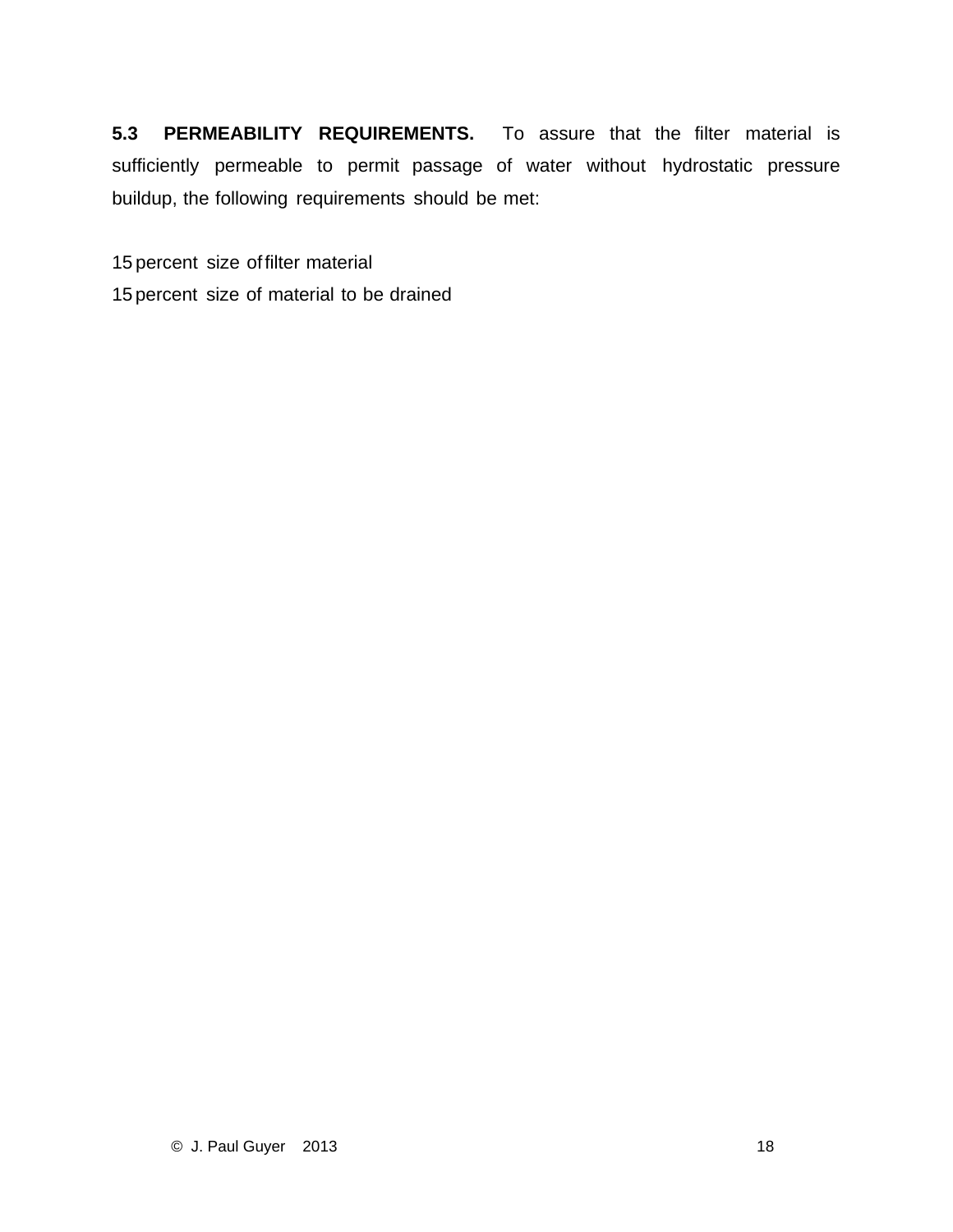**5.3 PERMEABILITY REQUIREMENTS.** To assure that the filter material is sufficiently permeable to permit passage of water without hydrostatic pressure buildup, the following requirements should be met:

15 percent size of filter material

15 percent size of material to be drained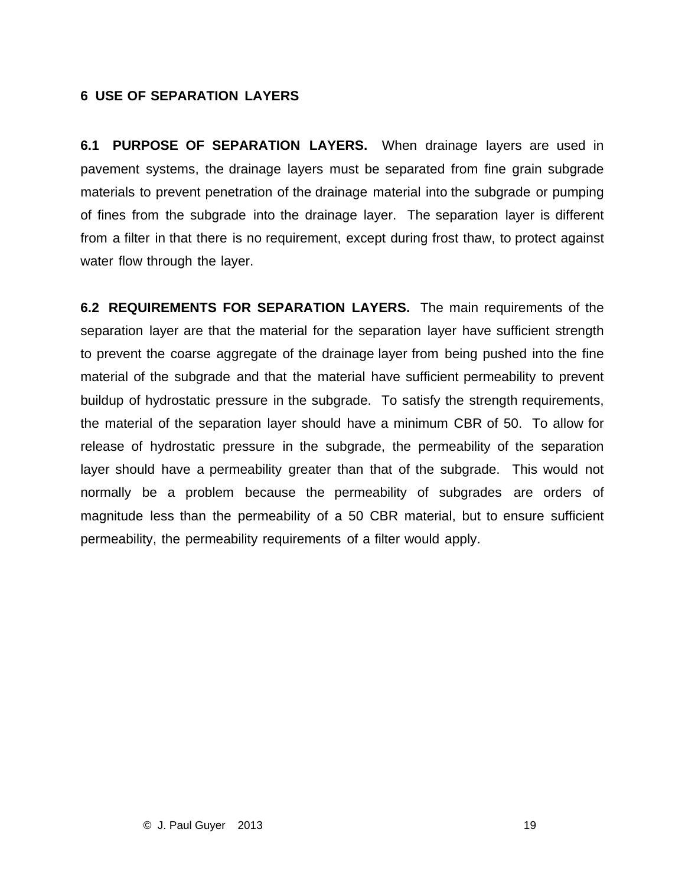## 6 USE OF SEPARATION LAYERS

**6.1 PURPOSE OF SEPARATION LAYERS.** When drainage layers are used in pavement systems, the drainage layers must be separated from fine grain subgrade materials to prevent penetration of the drainage material into the subgrade or pumping of fines from the subgrade into the drainage layer. The separation layer is different from a filter in that there is no requirement, except during frost thaw, to protect against water flow through the layer.

**6.2 REQUIREMENTS FOR SEPARATION LAYERS.** The main requirements of the separation layer are that the material for the separation layer have sufficient strength to prevent the coarse aggregate of the drainage layer from being pushed into the fine material of the subgrade and that the material have sufficient permeability to prevent buildup of hydrostatic pressure in the subgrade. To satisfy the strength requirements, the material of the separation layer should have a minimum CBR of 50. To allow for release of hydrostatic pressure in the subgrade, the permeability of the separation layer should have a permeability greater than that of the subgrade. This would not normally be a problem because the permeability of subgrades are orders of magnitude less than the permeability of a 50 CBR material, but to ensure sufficient permeability, the permeability requirements of a filter would apply.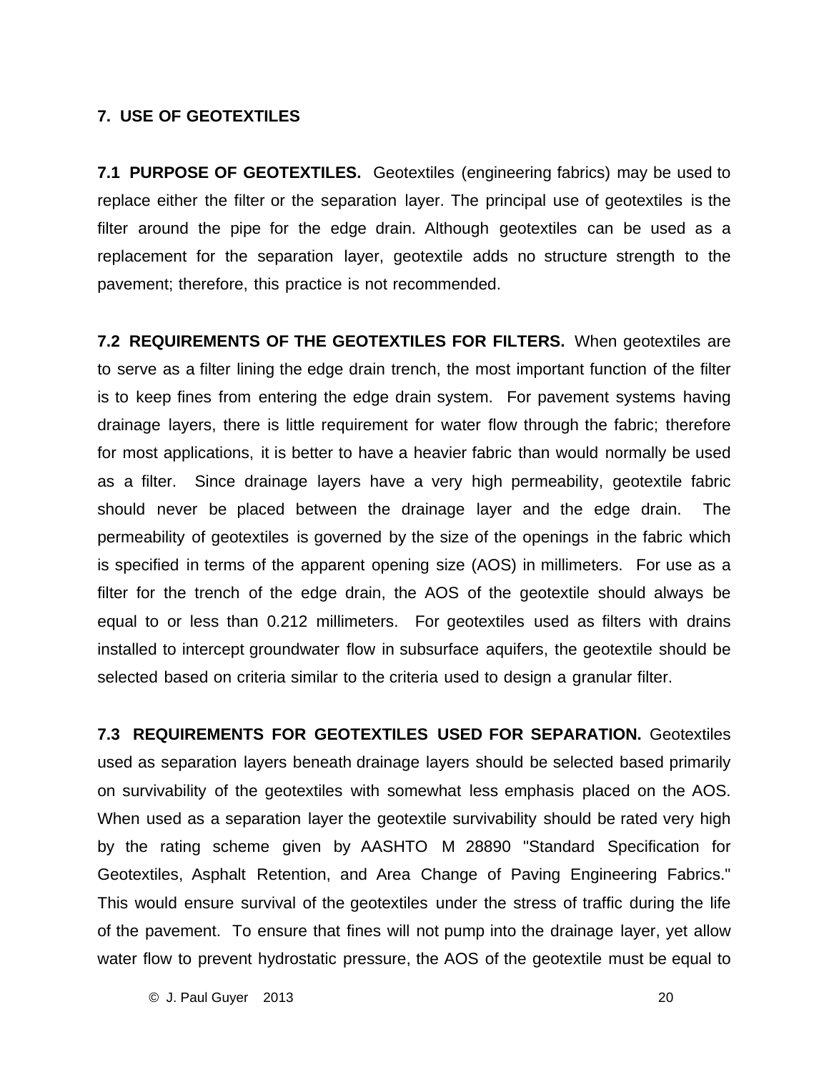## 7. USE OF GEOTEXTILES

**7.1 PURPOSE OF GEOTEXTILES.** Geotextiles (engineering fabrics) may be used to replace either the filter or the separation layer. The principal use of geotextiles is the filter around the pipe for the edge drain. Although geotextiles can be used as a replacement for the separation layer, geotextile adds no structure strength to the pavement; therefore, this practice is not recommended.

**7.2 REQUIREMENTS OF THE GEOTEXTILES FOR FILTERS.** When geotextiles are to serve as a filter lining the edge drain trench, the most important function of the filter is to keep fines from entering the edge drain system. For pavement systems having drainage layers, there is little requirement for water flow through the fabric; therefore for most applications, it is better to have a heavier fabric than would normally be used as a filter. Since drainage layers have a very high permeability, geotextile fabric should never be placed between the drainage layer and the edge drain. The permeability of geotextiles is governed by the size of the openings in the fabric which is specified in terms of the apparent opening size (AOS) in millimeters. For use as a filter for the trench of the edge drain, the AOS of the geotextile should always be equal to or less than 0.212 millimeters. For geotextiles used as filters with drains installed to intercept groundwater flow in subsurface aquifers, the geotextile should be selected based on criteria similar to the criteria used to design a granular filter.

**7.3 REQUIREMENTS FOR GEOTEXTILES USED FOR SEPARATION.** Geotextiles used as separation layers beneath drainage layers should be selected based primarily on survivability of the geotextiles with somewhat less emphasis placed on the AOS. When used as a separation layer the geotextile survivability should be rated very high by the rating scheme given by AASHTO M 28890 "Standard Specification for Geotextiles, Asphalt Retention, and Area Change of Paving Engineering Fabrics." This would ensure survival of the geotextiles under the stress of traffic during the life of the pavement. To ensure that fines will not pump into the drainage layer, yet allow water flow to prevent hydrostatic pressure, the AOS of the geotextile must be equal to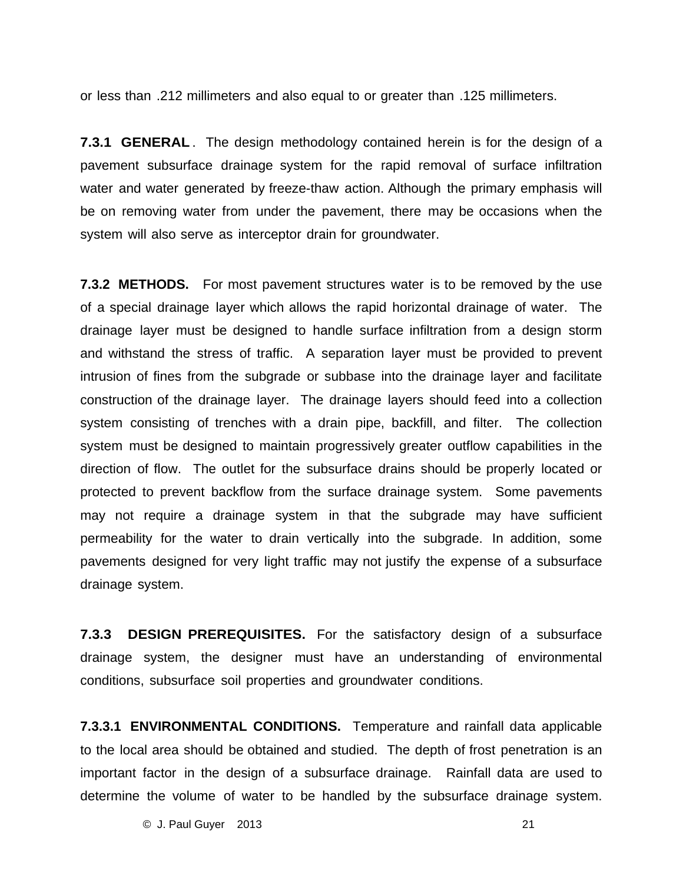or less than .212 millimeters and also equal to or greater than .125 millimeters.

**7.3.1 GENERAL**. The design methodology contained herein is for the design of a pavement subsurface drainage system for the rapid removal of surface infiltration water and water generated by freeze-thaw action. Although the primary emphasis will be on removing water from under the pavement, there may be occasions when the system will also serve as interceptor drain for groundwater.

**7.3.2 METHODS.** For most pavement structures water is to be removed by the use of a special drainage layer which allows the rapid horizontal drainage of water. The drainage layer must be designed to handle surface infiltration from a design storm and withstand the stress of traffic. A separation layer must be provided to prevent intrusion of fines from the subgrade or subbase into the drainage layer and facilitate construction of the drainage layer. The drainage layers should feed into a collection system consisting of trenches with a drain pipe, backfill, and filter. The collection system must be designed to maintain progressively greater outflow capabilities in the direction of flow. The outlet for the subsurface drains should be properly located or protected to prevent backflow from the surface drainage system. Some pavements may not require a drainage system in that the subgrade may have sufficient permeability for the water to drain vertically into the subgrade. In addition, some pavements designed for very light traffic may not justify the expense of a subsurface drainage system.

**7.3.3 DESIGN PREREQUISITES.** For the satisfactory design of a subsurface drainage system, the designer must have an understanding of environmental conditions, subsurface soil properties and groundwater conditions.

**7.3.3.1 ENVIRONMENTAL CONDITIONS.** Temperature and rainfall data applicable to the local area should be obtained and studied. The depth of frost penetration is an important factor in the design of a subsurface drainage. Rainfall data are used to determine the volume of water to be handled by the subsurface drainage system.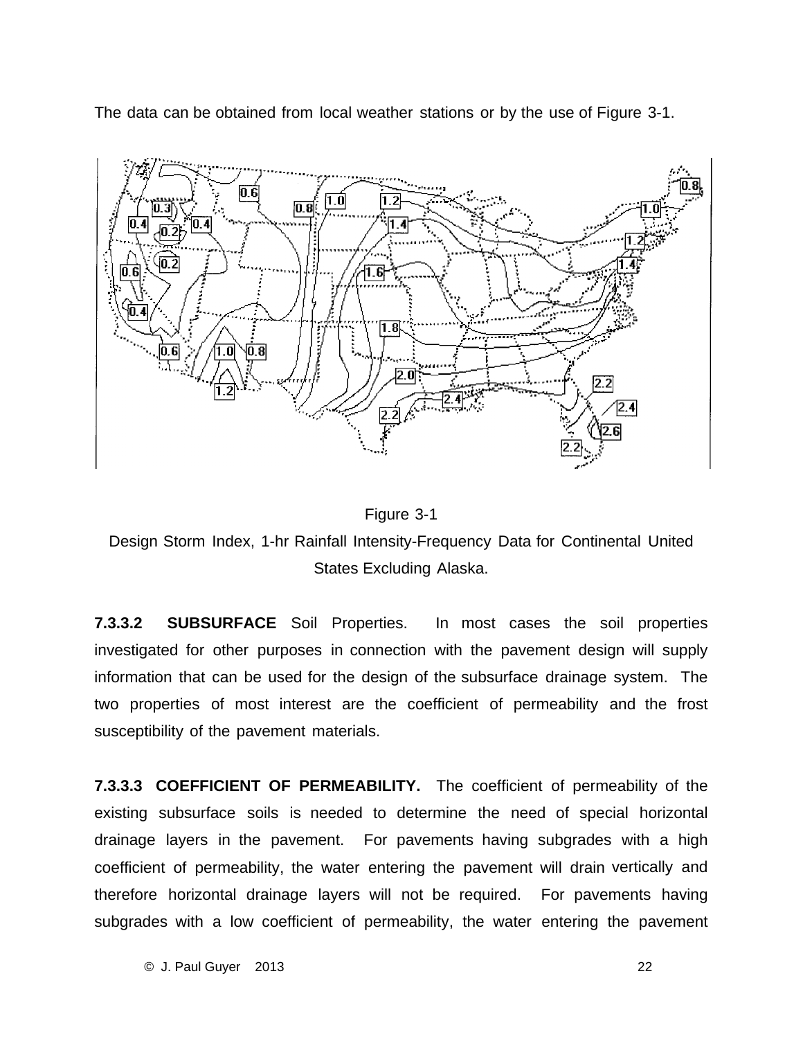The data can be obtained from local weather stations or by the use of Figure 3-1.

Figure 3-1

Design Storm Index, 1-hr Rainfall Intensity-Frequency Data for Continental United States Excluding Alaska.

**7.3.3.2 SUBSURFACE** Soil Properties. In most cases the soil properties investigated for other purposes in connection with the pavement design will supply information that can be used for the design of the subsurface drainage system. The two properties of most interest are the coefficient of permeability and the frost susceptibility of the pavement materials.

**7.3.3.3 COEFFICIENT OF PERMEABILITY.** The coefficient of permeability of the existing subsurface soils is needed to determine the need of special horizontal drainage layers in the pavement. For pavements having subgrades with a high coefficient of permeability, the water entering the pavement will drain vertically and therefore horizontal drainage layers will not be required. For pavements having subgrades with a low coefficient of permeability, the water entering the pavement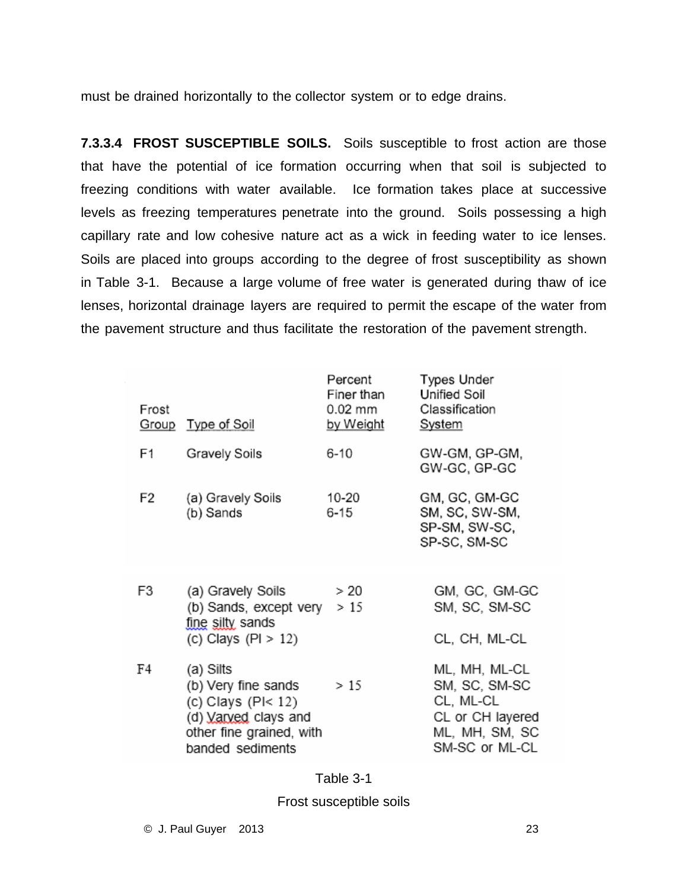must be drained horizontally to the collector system or to edge drains.

**7.3.3.4 FROST SUSCEPTIBLE SOILS.** Soils susceptible to frost action are those that have the potential of ice formation occurring when that soil is subjected to freezing conditions with water available. Ice formation takes place at successive levels as freezing temperatures penetrate into the ground. Soils possessing a high capillary rate and low cohesive nature act as a wick in feeding water to ice lenses. Soils are placed into groups according to the degree of frost susceptibility as shown in Table 3-1. Because a large volume of free water is generated during thaw of ice lenses, horizontal drainage layers are required to permit the escape of the water from the pavement structure and thus facilitate the restoration of the pavement strength.

| Frost Group | Type of Soil | Percent Finer than 0.02 mm by Weight | Types Under Unified Soil Classification System |
|---|---|---|---|
| F1 | Gravely Soils | 6-10 | GW-GM, GP-GM, GW-GC, GP-GC |
| F2 | (a) Gravely Soils<br>(b) Sands | 10-20<br>6-15 | GM, GC, GM-GC<br>SM, SC, SW-SM, SP-SM, SW-SC, SP-SC, SM-SC |
| F3 | (a) Gravely Soils<br>(b) Sands, except very fine silty sands<br>(c) Clays (PI > 12) | > 20<br>> 15 | GM, GC, GM-GC<br>SM, SC, SM-SC<br>CL, CH, ML-CL |
| F4 | (a) Silts<br>(b) Very fine sands<br>(c) Clays (PI< 12)<br>(d) Varved clays and other fine grained, with banded sediments | <br>> 15 | ML, MH, ML-CL<br>SM, SC, SM-SC<br>CL, ML-CL<br>CL or CH layered ML, MH, SM, SC SM-SC or ML-CL |

Table 3-1

Frost susceptible soils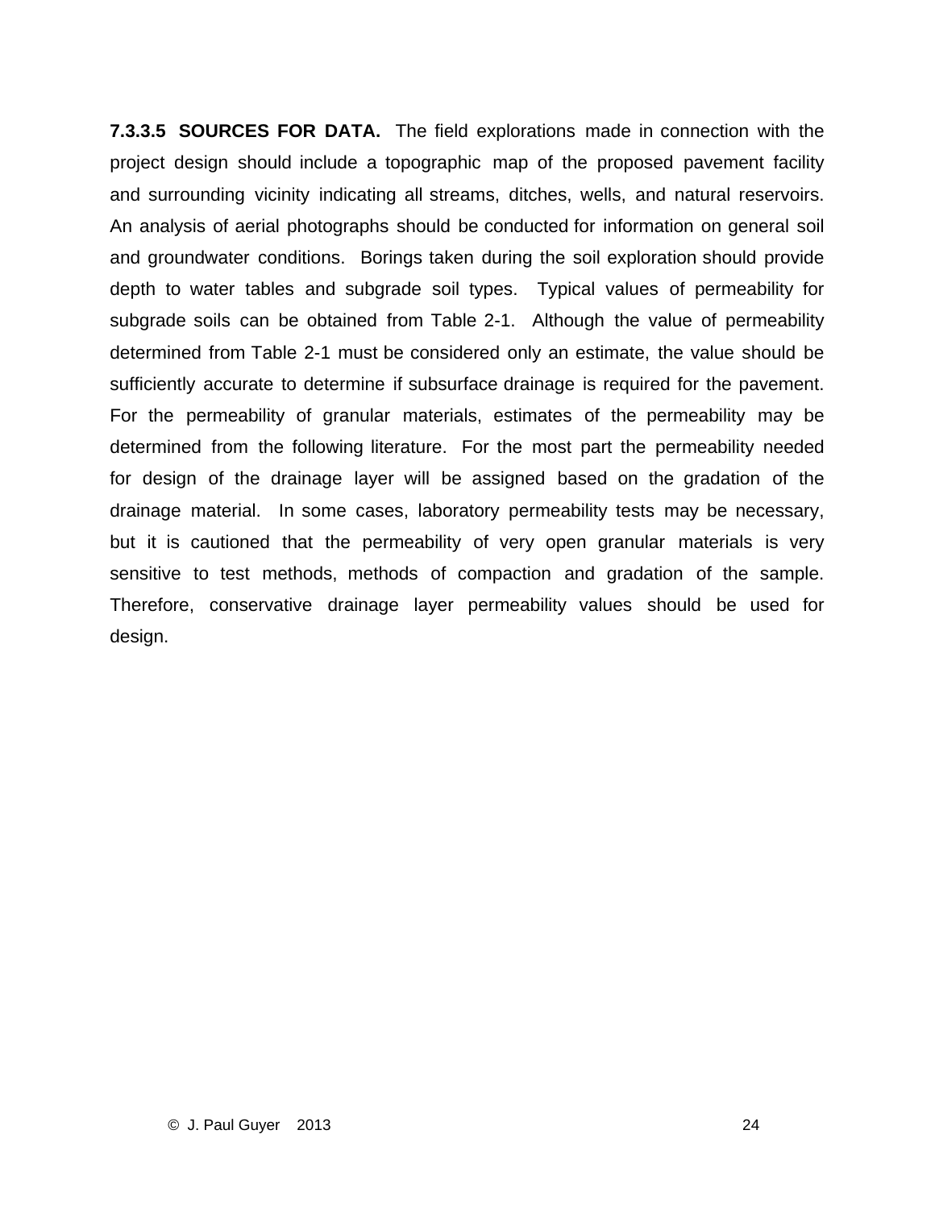**7.3.3.5 SOURCES FOR DATA.** The field explorations made in connection with the project design should include a topographic map of the proposed pavement facility and surrounding vicinity indicating all streams, ditches, wells, and natural reservoirs. An analysis of aerial photographs should be conducted for information on general soil and groundwater conditions. Borings taken during the soil exploration should provide depth to water tables and subgrade soil types. Typical values of permeability for subgrade soils can be obtained from Table 2-1. Although the value of permeability determined from Table 2-1 must be considered only an estimate, the value should be sufficiently accurate to determine if subsurface drainage is required for the pavement. For the permeability of granular materials, estimates of the permeability may be determined from the following literature. For the most part the permeability needed for design of the drainage layer will be assigned based on the gradation of the drainage material. In some cases, laboratory permeability tests may be necessary, but it is cautioned that the permeability of very open granular materials is very sensitive to test methods, methods of compaction and gradation of the sample. Therefore, conservative drainage layer permeability values should be used for design.